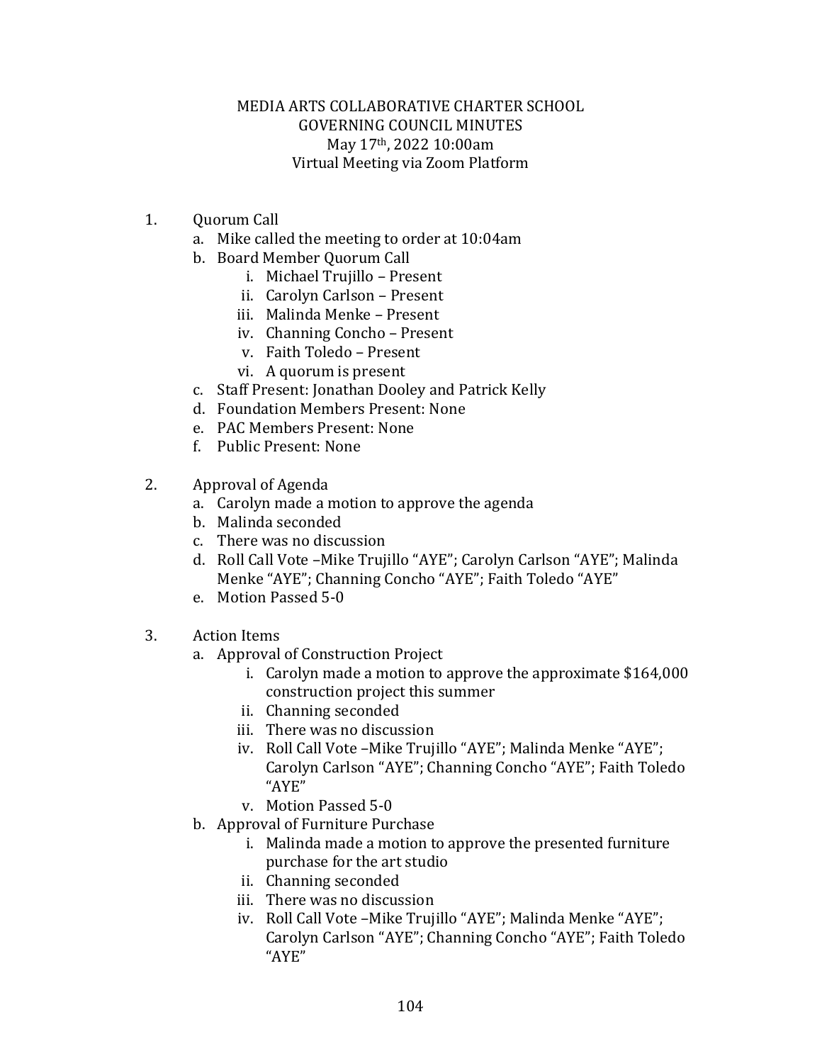# MEDIA ARTS COLLABORATIVE CHARTER SCHOOL
## GOVERNING COUNCIL MINUTES
May 17th, 2022 10:00am
Virtual Meeting via Zoom Platform

1. Quorum Call
   a. Mike called the meeting to order at 10:04am
   b. Board Member Quorum Call
      i. Michael Trujillo – Present
      ii. Carolyn Carlson – Present
      iii. Malinda Menke – Present
      iv. Channing Concho – Present
      v. Faith Toledo – Present
      vi. A quorum is present
   c. Staff Present: Jonathan Dooley and Patrick Kelly
   d. Foundation Members Present: None
   e. PAC Members Present: None
   f. Public Present: None

2. Approval of Agenda
   a. Carolyn made a motion to approve the agenda
   b. Malinda seconded
   c. There was no discussion
   d. Roll Call Vote –Mike Trujillo "AYE"; Carolyn Carlson "AYE"; Malinda Menke "AYE"; Channing Concho "AYE"; Faith Toledo "AYE"
   e. Motion Passed 5-0

3. Action Items
   a. Approval of Construction Project
      i. Carolyn made a motion to approve the approximate $164,000 construction project this summer
      ii. Channing seconded
      iii. There was no discussion
      iv. Roll Call Vote –Mike Trujillo "AYE"; Malinda Menke "AYE"; Carolyn Carlson "AYE"; Channing Concho "AYE"; Faith Toledo "AYE"
      v. Motion Passed 5-0
   b. Approval of Furniture Purchase
      i. Malinda made a motion to approve the presented furniture purchase for the art studio
      ii. Channing seconded
      iii. There was no discussion
      iv. Roll Call Vote –Mike Trujillo "AYE"; Malinda Menke "AYE"; Carolyn Carlson "AYE"; Channing Concho "AYE"; Faith Toledo "AYE"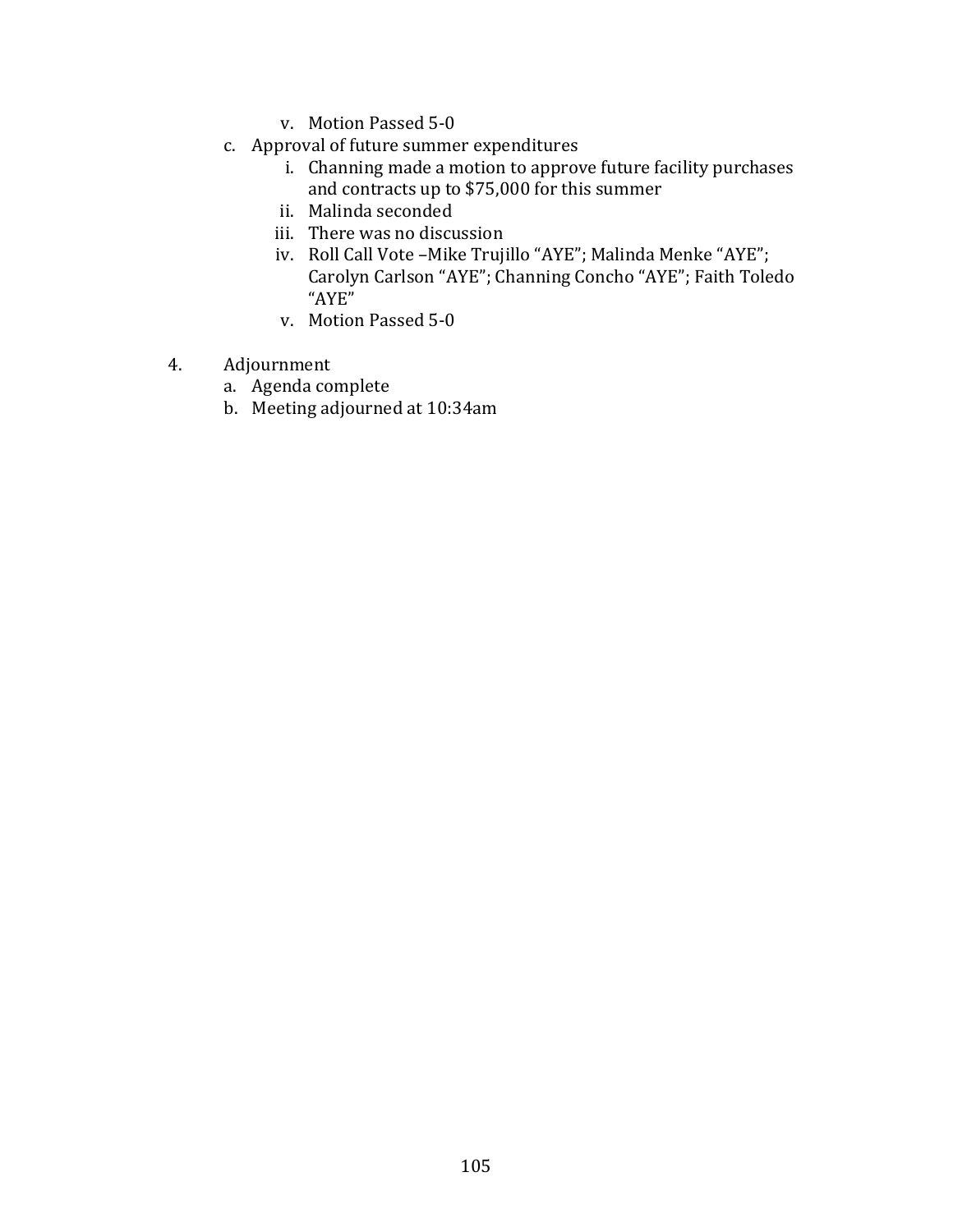v. Motion Passed 5-0

c. Approval of future summer expenditures
    i. Channing made a motion to approve future facility purchases and contracts up to $75,000 for this summer
    ii. Malinda seconded
    iii. There was no discussion
    iv. Roll Call Vote –Mike Trujillo "AYE"; Malinda Menke "AYE"; Carolyn Carlson "AYE"; Channing Concho "AYE"; Faith Toledo "AYE"
    v. Motion Passed 5-0

4. Adjournment
    a. Agenda complete
    b. Meeting adjourned at 10:34am